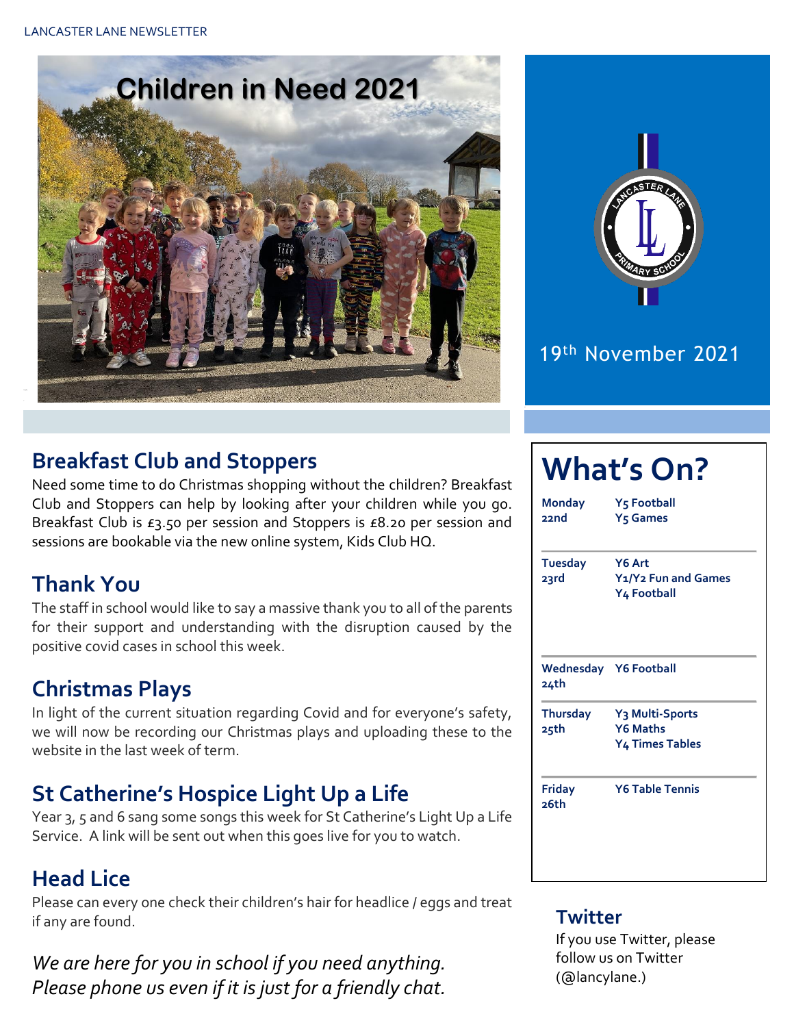LANCASTER LANE NEWSLETTER

# Children in Need 2021

19th November 2021

## Breakfast Club and Stoppers

Need some time to do Christmas shopping without the children? Breakfast Club and Stoppers can help by looking after your children while you go. Breakfast Club is £3.50 per session and Stoppers is £8.20 per session and sessions are bookable via the new online system, Kids Club HQ.

## Thank You

The staff in school would like to say a massive thank you to all of the parents for their support and understanding with the disruption caused by the positive covid cases in school this week.

## Christmas Plays

In light of the current situation regarding Covid and for everyone's safety, we will now be recording our Christmas plays and uploading these to the website in the last week of term.

## St Catherine's Hospice Light Up a Life

Year 3, 5 and 6 sang some songs this week for St Catherine's Light Up a Life Service. A link will be sent out when this goes live for you to watch.

## Head Lice

Please can every one check their children's hair for headlice / eggs and treat if any are found.

*We are here for you in school if you need anything. Please phone us even if it is just for a friendly chat.*

## What's On?

| | |
|---|---|
| **Monday 22nd** | **Y5 Football**<br>**Y5 Games** |
| **Tuesday 23rd** | **Y6 Art**<br>**Y1/Y2 Fun and Games**<br>**Y4 Football** |
| **Wednesday 24th** | **Y6 Football** |
| **Thursday 25th** | **Y3 Multi-Sports**<br>**Y6 Maths**<br>**Y4 Times Tables** |
| **Friday 26th** | **Y6 Table Tennis** |

## Twitter

If you use Twitter, please follow us on Twitter (@lancylane.)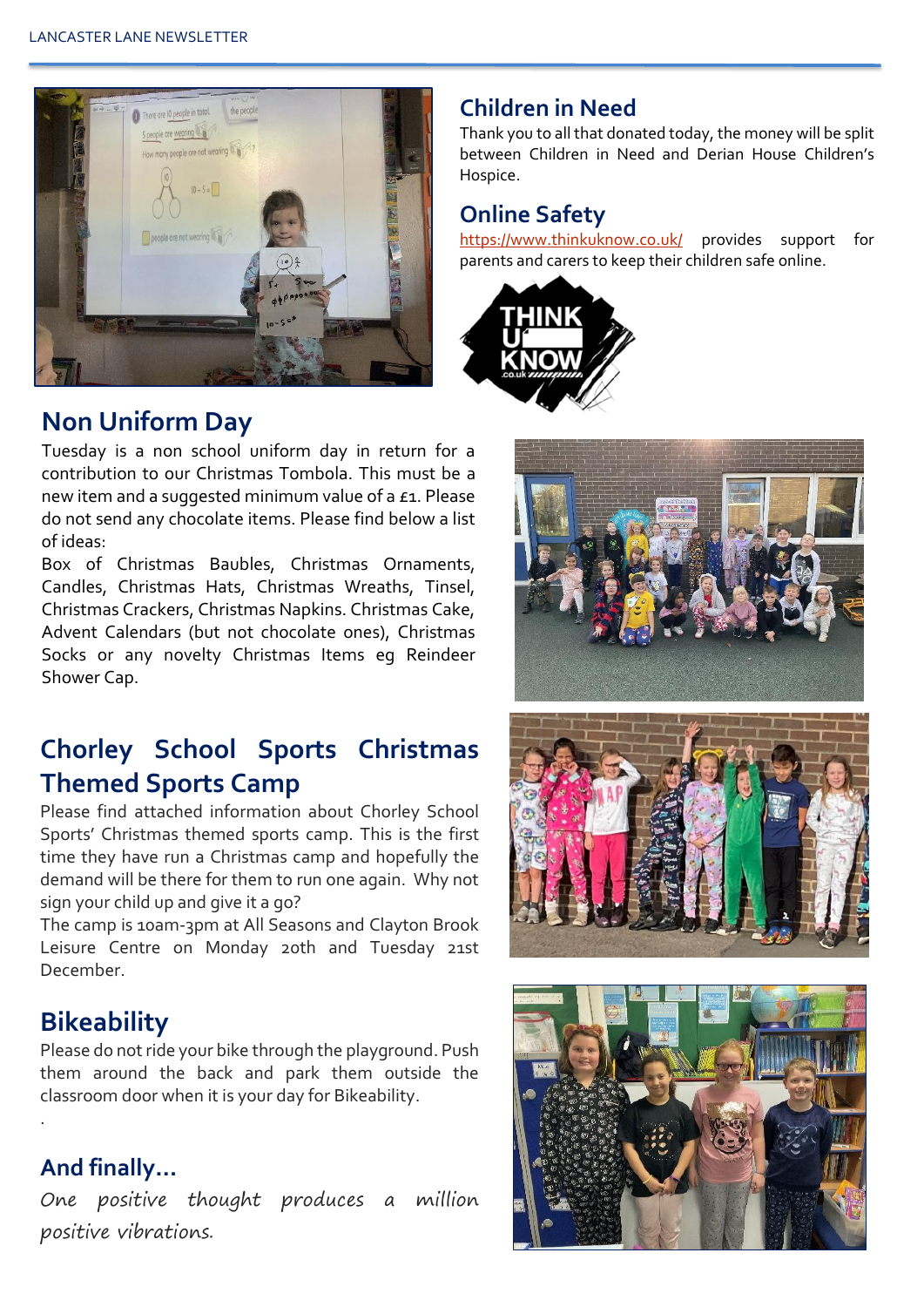## Children in Need

Thank you to all that donated today, the money will be split between Children in Need and Derian House Children's Hospice.

## Online Safety

https://www.thinkuknow.co.uk/ provides support for parents and carers to keep their children safe online.

## Non Uniform Day

Tuesday is a non school uniform day in return for a contribution to our Christmas Tombola. This must be a new item and a suggested minimum value of a £1. Please do not send any chocolate items. Please find below a list of ideas:

Box of Christmas Baubles, Christmas Ornaments, Candles, Christmas Hats, Christmas Wreaths, Tinsel, Christmas Crackers, Christmas Napkins. Christmas Cake, Advent Calendars (but not chocolate ones), Christmas Socks or any novelty Christmas Items eg Reindeer Shower Cap.

## Chorley School Sports Christmas Themed Sports Camp

Please find attached information about Chorley School Sports' Christmas themed sports camp. This is the first time they have run a Christmas camp and hopefully the demand will be there for them to run one again. Why not sign your child up and give it a go?

The camp is 10am-3pm at All Seasons and Clayton Brook Leisure Centre on Monday 20th and Tuesday 21st December.

## Bikeability

Please do not ride your bike through the playground. Push them around the back and park them outside the classroom door when it is your day for Bikeability.

## And finally...

*One positive thought produces a million positive vibrations.*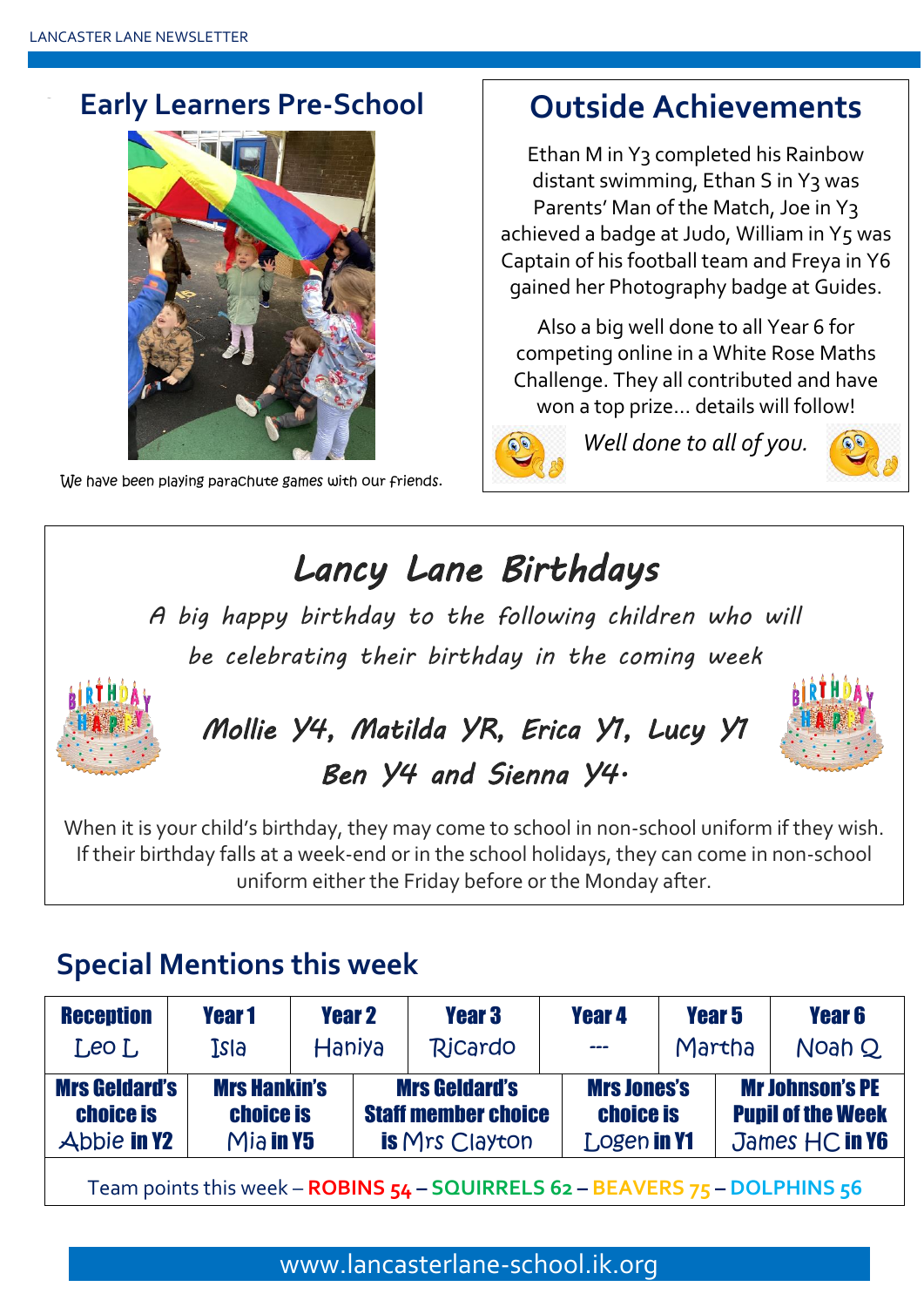## Early Learners Pre-School

We have been playing parachute games with our friends.

## Outside Achievements

Ethan M in Y3 completed his Rainbow distant swimming, Ethan S in Y3 was Parents' Man of the Match, Joe in Y3 achieved a badge at Judo, William in Y5 was Captain of his football team and Freya in Y6 gained her Photography badge at Guides.

Also a big well done to all Year 6 for competing online in a White Rose Maths Challenge. They all contributed and have won a top prize... details will follow!

*Well done to all of you.*

## Lancy Lane Birthdays

*A big happy birthday to the following children who will be celebrating their birthday in the coming week*

***Mollie Y4, Matilda YR, Erica Y1, Lucy Y1 Ben Y4 and Sienna Y4.***

When it is your child's birthday, they may come to school in non-school uniform if they wish. If their birthday falls at a week-end or in the school holidays, they can come in non-school uniform either the Friday before or the Monday after.

## Special Mentions this week

| Reception | Year 1 | Year 2 | Year 3 | Year 4 | Year 5 | Year 6 |
|---|---|---|---|---|---|---|
| Leo L | Isla | Haniya | Ricardo | --- | Martha | Noah Q |

| Mrs Geldard's choice is | Mrs Hankin's choice is | Mrs Geldard's Staff member choice is | Mrs Jones's choice is | Mr Johnson's PE Pupil of the Week |
|---|---|---|---|---|
| Abbie in Y2 | Mia in Y5 | Mrs Clayton | Logen in Y1 | James HC in Y6 |

Team points this week – ROBINS 54 – SQUIRRELS 62 – BEAVERS 75 – DOLPHINS 56

www.lancasterlane-school.ik.org